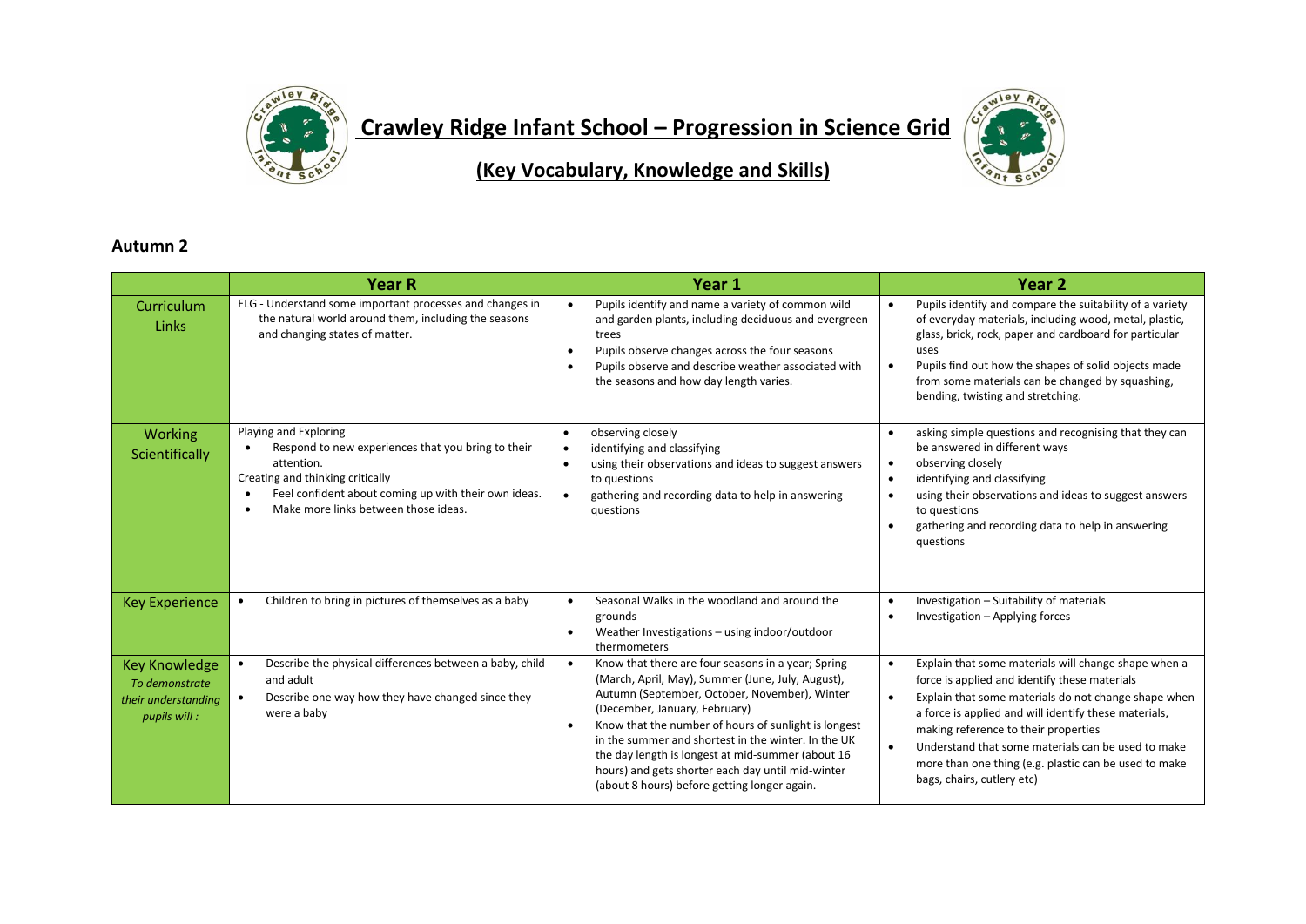# Crawley Ridge Infant School – Progression in Science Grid

## (Key Vocabulary, Knowledge and Skills)

### Autumn 2

| | Year R | Year 1 | Year 2 |
|---|---|---|---|
| Curriculum Links | ELG - Understand some important processes and changes in the natural world around them, including the seasons and changing states of matter. | • Pupils identify and name a variety of common wild and garden plants, including deciduous and evergreen trees<br>• Pupils observe changes across the four seasons<br>• Pupils observe and describe weather associated with the seasons and how day length varies. | • Pupils identify and compare the suitability of a variety of everyday materials, including wood, metal, plastic, glass, brick, rock, paper and cardboard for particular uses<br>• Pupils find out how the shapes of solid objects made from some materials can be changed by squashing, bending, twisting and stretching. |
| Working Scientifically | Playing and Exploring<br>• Respond to new experiences that you bring to their attention.<br>Creating and thinking critically<br>• Feel confident about coming up with their own ideas.<br>• Make more links between those ideas. | • observing closely<br>• identifying and classifying<br>• using their observations and ideas to suggest answers to questions<br>• gathering and recording data to help in answering questions | • asking simple questions and recognising that they can be answered in different ways<br>• observing closely<br>• identifying and classifying<br>• using their observations and ideas to suggest answers to questions<br>• gathering and recording data to help in answering questions |
| Key Experience | • Children to bring in pictures of themselves as a baby | • Seasonal Walks in the woodland and around the grounds<br>• Weather Investigations – using indoor/outdoor thermometers | • Investigation – Suitability of materials<br>• Investigation – Applying forces |
| Key Knowledge<br>*To demonstrate their understanding pupils will :* | • Describe the physical differences between a baby, child and adult<br>• Describe one way how they have changed since they were a baby | • Know that there are four seasons in a year; Spring (March, April, May), Summer (June, July, August), Autumn (September, October, November), Winter (December, January, February)<br>• Know that the number of hours of sunlight is longest in the summer and shortest in the winter. In the UK the day length is longest at mid-summer (about 16 hours) and gets shorter each day until mid-winter (about 8 hours) before getting longer again. | • Explain that some materials will change shape when a force is applied and identify these materials<br>• Explain that some materials do not change shape when a force is applied and will identify these materials, making reference to their properties<br>• Understand that some materials can be used to make more than one thing (e.g. plastic can be used to make bags, chairs, cutlery etc) |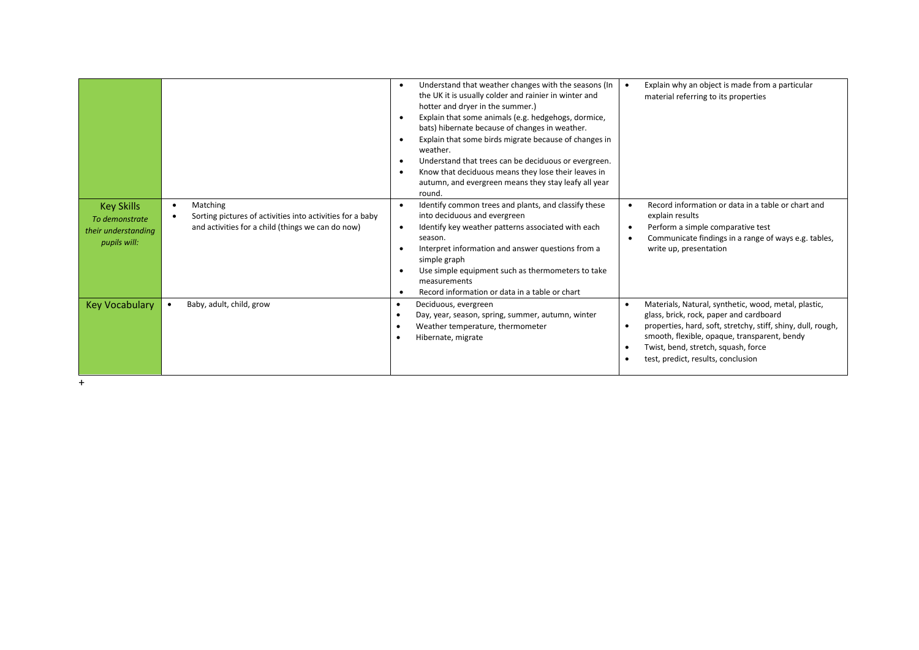| | | | |
|---|---|---|---|
| | | • Understand that weather changes with the seasons (In the UK it is usually colder and rainier in winter and hotter and dryer in the summer.)<br>• Explain that some animals (e.g. hedgehogs, dormice, bats) hibernate because of changes in weather.<br>• Explain that some birds migrate because of changes in weather.<br>• Understand that trees can be deciduous or evergreen.<br>• Know that deciduous means they lose their leaves in autumn, and evergreen means they stay leafy all year round. | • Explain why an object is made from a particular material referring to its properties |
| Key Skills<br>*To demonstrate their understanding pupils will:* | • Matching<br>• Sorting pictures of activities into activities for a baby and activities for a child (things we can do now) | • Identify common trees and plants, and classify these into deciduous and evergreen<br>• Identify key weather patterns associated with each season.<br>• Interpret information and answer questions from a simple graph<br>• Use simple equipment such as thermometers to take measurements<br>• Record information or data in a table or chart | • Record information or data in a table or chart and explain results<br>• Perform a simple comparative test<br>• Communicate findings in a range of ways e.g. tables, write up, presentation |
| Key Vocabulary | • Baby, adult, child, grow | • Deciduous, evergreen<br>• Day, year, season, spring, summer, autumn, winter<br>• Weather temperature, thermometer<br>• Hibernate, migrate | • Materials, Natural, synthetic, wood, metal, plastic, glass, brick, rock, paper and cardboard<br>• properties, hard, soft, stretchy, stiff, shiny, dull, rough, smooth, flexible, opaque, transparent, bendy<br>• Twist, bend, stretch, squash, force<br>• test, predict, results, conclusion |

+